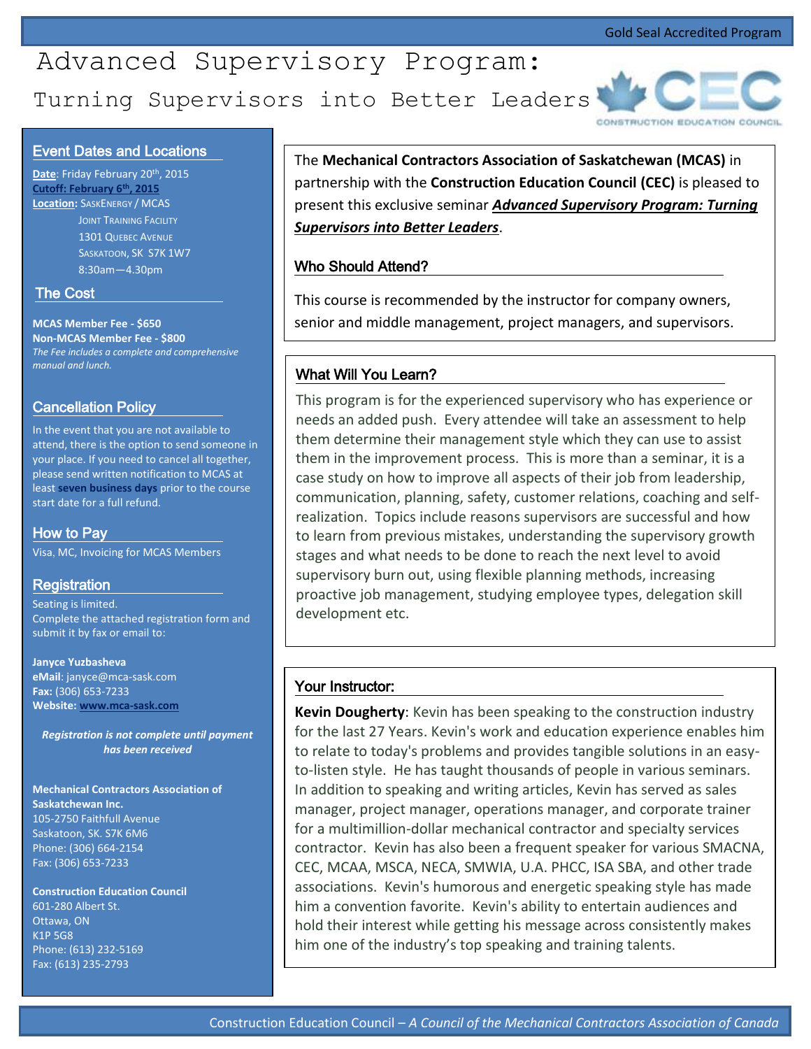Gold Seal Accredited Program

# Advanced Supervisory Program:

## Turning Supervisors into Better Leaders

CEC — CONSTRUCTION EDUCATION COUNCIL

### Event Dates and Locations

**Date**: Friday February 20th, 2015
**Cutoff: February 6th, 2015**
**Location**: SaskEnergy / MCAS Joint Training Facility
1301 Quebec Avenue
Saskatoon, SK S7K 1W7
8:30am—4.30pm

### The Cost

**MCAS Member Fee - $650**
**Non-MCAS Member Fee - $800**
*The Fee includes a complete and comprehensive manual and lunch.*

### Cancellation Policy

In the event that you are not available to attend, there is the option to send someone in your place. If you need to cancel all together, please send written notification to MCAS at least **seven business days** prior to the course start date for a full refund.

### How to Pay

Visa, MC, Invoicing for MCAS Members

### Registration

Seating is limited.
Complete the attached registration form and submit it by fax or email to:

**Janyce Yuzbasheva**
**eMail**: janyce@mca-sask.com
**Fax:** (306) 653-7233
**Website:** www.mca-sask.com

***Registration is not complete until payment has been received***

**Mechanical Contractors Association of Saskatchewan Inc.**
105-2750 Faithfull Avenue
Saskatoon, SK. S7K 6M6
Phone: (306) 664-2154
Fax: (306) 653-7233

**Construction Education Council**
601-280 Albert St.
Ottawa, ON
K1P 5G8
Phone: (613) 232-5169
Fax: (613) 235-2793

---

The **Mechanical Contractors Association of Saskatchewan (MCAS)** in partnership with the **Construction Education Council (CEC)** is pleased to present this exclusive seminar ***Advanced Supervisory Program: Turning Supervisors into Better Leaders***.

### Who Should Attend?

This course is recommended by the instructor for company owners, senior and middle management, project managers, and supervisors.

### What Will You Learn?

This program is for the experienced supervisory who has experience or needs an added push. Every attendee will take an assessment to help them determine their management style which they can use to assist them in the improvement process. This is more than a seminar, it is a case study on how to improve all aspects of their job from leadership, communication, planning, safety, customer relations, coaching and self-realization. Topics include reasons supervisors are successful and how to learn from previous mistakes, understanding the supervisory growth stages and what needs to be done to reach the next level to avoid supervisory burn out, using flexible planning methods, increasing proactive job management, studying employee types, delegation skill development etc.

### Your Instructor:

**Kevin Dougherty**: Kevin has been speaking to the construction industry for the last 27 Years. Kevin's work and education experience enables him to relate to today's problems and provides tangible solutions in an easy-to-listen style. He has taught thousands of people in various seminars. In addition to speaking and writing articles, Kevin has served as sales manager, project manager, operations manager, and corporate trainer for a multimillion-dollar mechanical contractor and specialty services contractor. Kevin has also been a frequent speaker for various SMACNA, CEC, MCAA, MSCA, NECA, SMWIA, U.A. PHCC, ISA SBA, and other trade associations. Kevin's humorous and energetic speaking style has made him a convention favorite. Kevin's ability to entertain audiences and hold their interest while getting his message across consistently makes him one of the industry's top speaking and training talents.

Construction Education Council – *A Council of the Mechanical Contractors Association of Canada*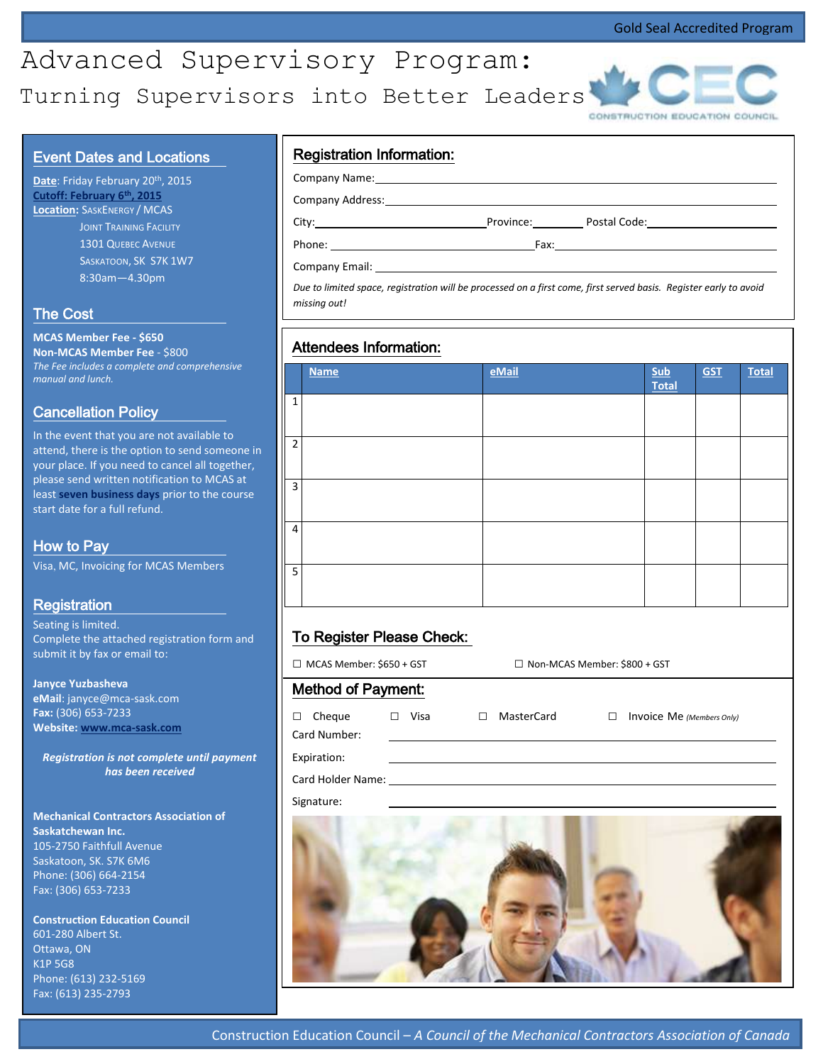Gold Seal Accredited Program

# Advanced Supervisory Program:

## Turning Supervisors into Better Leaders

CEC CONSTRUCTION EDUCATION COUNCIL

### Event Dates and Locations

**Date**: Friday February 20th, 2015
**Cutoff: February 6th, 2015**
**Location:** SaskEnergy / MCAS
Joint Training Facility
1301 Quebec Avenue
Saskatoon, SK S7K 1W7
8:30am—4.30pm

### The Cost

**MCAS Member Fee - $650**
**Non-MCAS Member Fee** - $800
*The Fee includes a complete and comprehensive manual and lunch.*

### Cancellation Policy

In the event that you are not available to attend, there is the option to send someone in your place. If you need to cancel all together, please send written notification to MCAS at least **seven business days** prior to the course start date for a full refund.

### How to Pay

Visa, MC, Invoicing for MCAS Members

### Registration

Seating is limited.
Complete the attached registration form and submit it by fax or email to:

**Janyce Yuzbasheva**
**eMail**: janyce@mca-sask.com
**Fax:** (306) 653-7233
**Website:** www.mca-sask.com

***Registration is not complete until payment has been received***

**Mechanical Contractors Association of Saskatchewan Inc.**
105-2750 Faithfull Avenue
Saskatoon, SK. S7K 6M6
Phone: (306) 664-2154
Fax: (306) 653-7233

**Construction Education Council**
601-280 Albert St.
Ottawa, ON
K1P 5G8
Phone: (613) 232-5169
Fax: (613) 235-2793

### Registration Information:

Company Name: \_\_\_\_\_\_\_\_\_\_\_\_\_\_\_\_

Company Address: \_\_\_\_\_\_\_\_\_\_\_\_\_\_\_\_

City: \_\_\_\_\_\_\_\_ Province: \_\_\_\_\_\_ Postal Code: \_\_\_\_\_\_\_\_

Phone: \_\_\_\_\_\_\_\_ Fax: \_\_\_\_\_\_\_\_

Company Email: \_\_\_\_\_\_\_\_\_\_\_\_\_\_\_\_

*Due to limited space, registration will be processed on a first come, first served basis. Register early to avoid missing out!*

### Attendees Information:

| | Name | eMail | Sub Total | GST | Total |
|---|---|---|---|---|---|
| 1 | | | | | |
| 2 | | | | | |
| 3 | | | | | |
| 4 | | | | | |
| 5 | | | | | |

### To Register Please Check:

☐ MCAS Member: $650 + GST ☐ Non-MCAS Member: $800 + GST

### Method of Payment:

☐ Cheque ☐ Visa ☐ MasterCard ☐ Invoice Me *(Members Only)*

Card Number: \_\_\_\_\_\_\_\_\_\_\_\_\_\_\_\_

Expiration: \_\_\_\_\_\_\_\_\_\_\_\_\_\_\_\_

Card Holder Name: \_\_\_\_\_\_\_\_\_\_\_\_\_\_\_\_

Signature: \_\_\_\_\_\_\_\_\_\_\_\_\_\_\_\_

Construction Education Council – *A Council of the Mechanical Contractors Association of Canada*